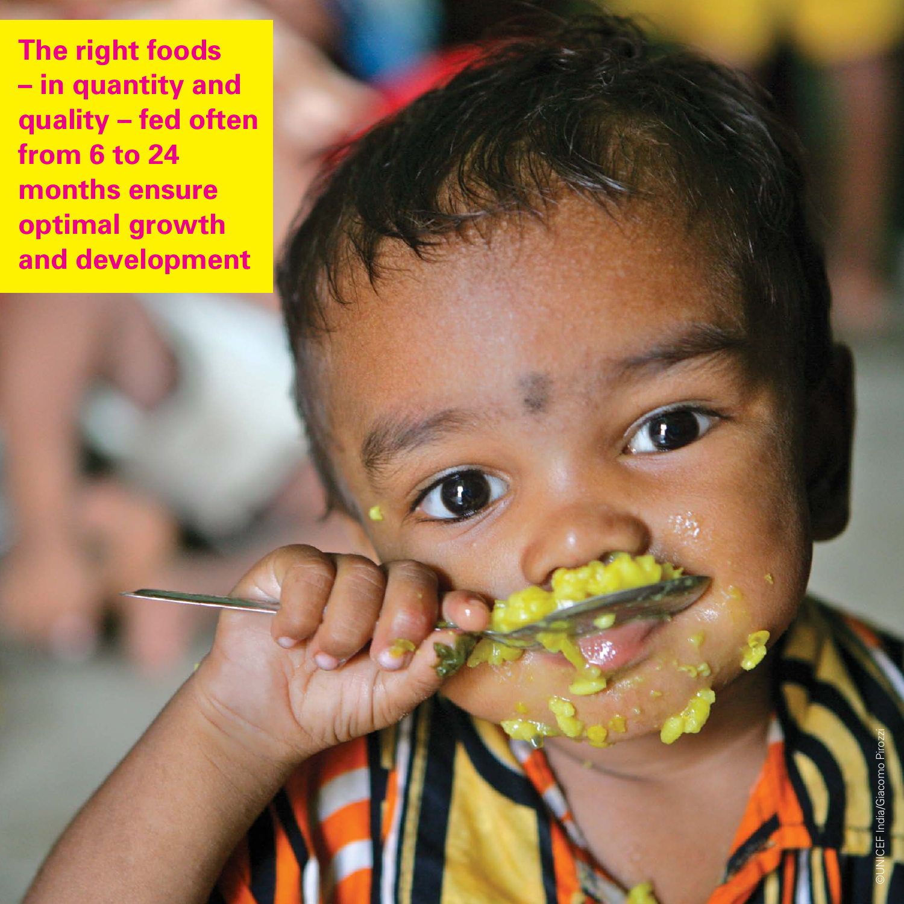**The right foods – in quantity and quality – fed often from 6 to 24 months ensure optimal growth and development**

©UNICEF India/Giacomo Pirozzi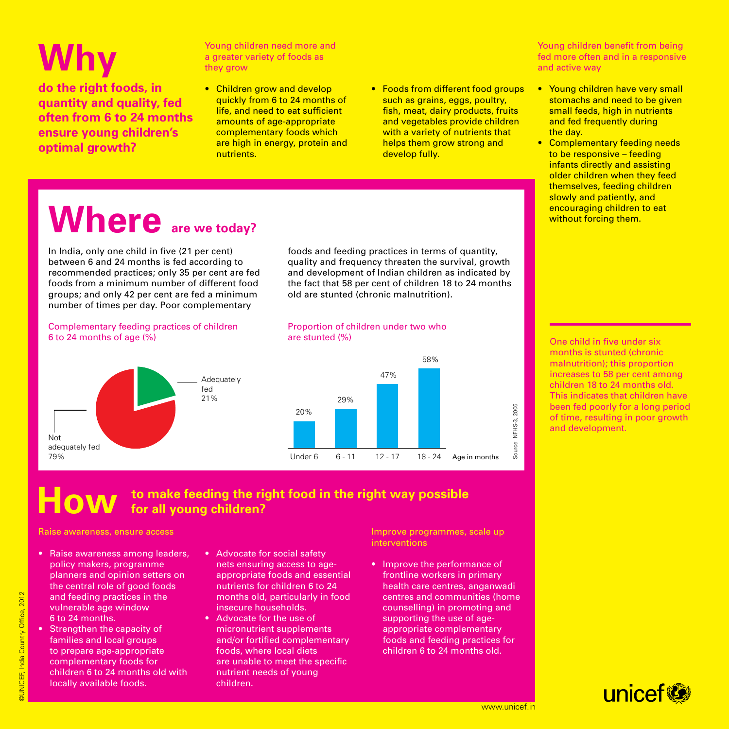# Why

**do the right foods, in quantity and quality, fed often from 6 to 24 months ensure young children's optimal growth?**

Young children need more and a greater variety of foods as they grow

- Children grow and develop quickly from 6 to 24 months of life, and need to eat sufficient amounts of age-appropriate complementary foods which are high in energy, protein and nutrients.
- Foods from different food groups such as grains, eggs, poultry, fish, meat, dairy products, fruits and vegetables provide children with a variety of nutrients that helps them grow strong and develop fully.

Young children benefit from being fed more often and in a responsive and active way

- Young children have very small stomachs and need to be given small feeds, high in nutrients and fed frequently during the day.
- Complementary feeding needs to be responsive – feeding infants directly and assisting older children when they feed themselves, feeding children slowly and patiently, and encouraging children to eat without forcing them.

# Where are we today?

In India, only one child in five (21 per cent) between 6 and 24 months is fed according to recommended practices; only 35 per cent are fed foods from a minimum number of different food groups; and only 42 per cent are fed a minimum number of times per day. Poor complementary foods and feeding practices in terms of quantity, quality and frequency threaten the survival, growth and development of Indian children as indicated by the fact that 58 per cent of children 18 to 24 months old are stunted (chronic malnutrition).

Complementary feeding practices of children 6 to 24 months of age (%)

Adequately fed 21%

Not adequately fed 79%

Proportion of children under two who are stunted (%)

20% 29% 47% 58%

Under 6 6 - 11 12 - 17 18 - 24 Age in months

Source: NFHS-3, 2006

One child in five under six months is stunted (chronic malnutrition); this proportion increases to 58 per cent among children 18 to 24 months old. This indicates that children have been fed poorly for a long period of time, resulting in poor growth and development.

# How to make feeding the right food in the right way possible for all young children?

Raise awareness, ensure access

- Raise awareness among leaders, policy makers, programme planners and opinion setters on the central role of good foods and feeding practices in the vulnerable age window 6 to 24 months.
- Strengthen the capacity of families and local groups to prepare age-appropriate complementary foods for children 6 to 24 months old with locally available foods.
- Advocate for social safety nets ensuring access to age-appropriate foods and essential nutrients for children 6 to 24 months old, particularly in food insecure households.
- Advocate for the use of micronutrient supplements and/or fortified complementary foods, where local diets are unable to meet the specific nutrient needs of young children.

Improve programmes, scale up interventions

- Improve the performance of frontline workers in primary health care centres, anganwadi centres and communities (home counselling) in promoting and supporting the use of age-appropriate complementary foods and feeding practices for children 6 to 24 months old.

©UNICEF, India Country Office, 2012

unicef

www.unicef.in